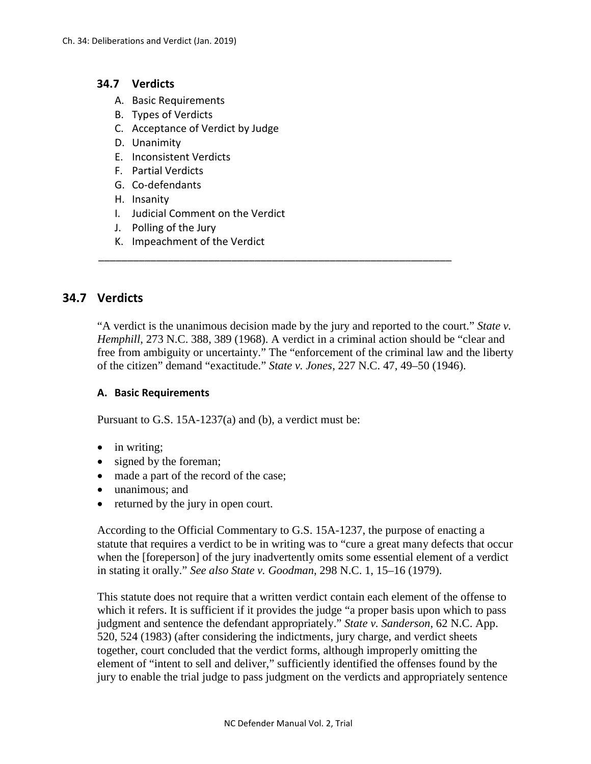## 34.7 Verdicts

A. Basic Requirements
B. Types of Verdicts
C. Acceptance of Verdict by Judge
D. Unanimity
E. Inconsistent Verdicts
F. Partial Verdicts
G. Co-defendants
H. Insanity
I. Judicial Comment on the Verdict
J. Polling of the Jury
K. Impeachment of the Verdict

---

## 34.7 Verdicts

"A verdict is the unanimous decision made by the jury and reported to the court." *State v. Hemphill*, 273 N.C. 388, 389 (1968). A verdict in a criminal action should be "clear and free from ambiguity or uncertainty." The "enforcement of the criminal law and the liberty of the citizen" demand "exactitude." *State v. Jones*, 227 N.C. 47, 49–50 (1946).

### A. Basic Requirements

Pursuant to G.S. 15A-1237(a) and (b), a verdict must be:

- in writing;
- signed by the foreman;
- made a part of the record of the case;
- unanimous; and
- returned by the jury in open court.

According to the Official Commentary to G.S. 15A-1237, the purpose of enacting a statute that requires a verdict to be in writing was to "cure a great many defects that occur when the [foreperson] of the jury inadvertently omits some essential element of a verdict in stating it orally." *See also State v. Goodman*, 298 N.C. 1, 15–16 (1979).

This statute does not require that a written verdict contain each element of the offense to which it refers. It is sufficient if it provides the judge "a proper basis upon which to pass judgment and sentence the defendant appropriately." *State v. Sanderson*, 62 N.C. App. 520, 524 (1983) (after considering the indictments, jury charge, and verdict sheets together, court concluded that the verdict forms, although improperly omitting the element of "intent to sell and deliver," sufficiently identified the offenses found by the jury to enable the trial judge to pass judgment on the verdicts and appropriately sentence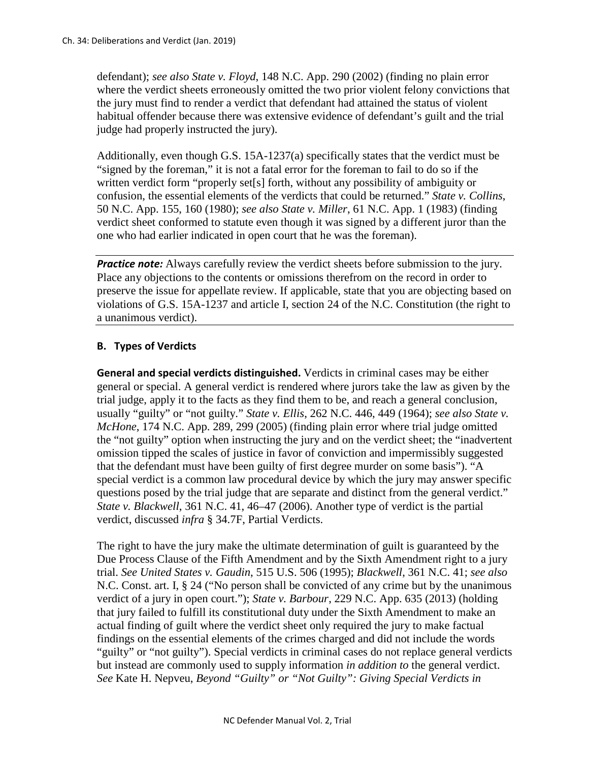defendant); *see also State v. Floyd*, 148 N.C. App. 290 (2002) (finding no plain error where the verdict sheets erroneously omitted the two prior violent felony convictions that the jury must find to render a verdict that defendant had attained the status of violent habitual offender because there was extensive evidence of defendant's guilt and the trial judge had properly instructed the jury).

Additionally, even though G.S. 15A-1237(a) specifically states that the verdict must be "signed by the foreman," it is not a fatal error for the foreman to fail to do so if the written verdict form "properly set[s] forth, without any possibility of ambiguity or confusion, the essential elements of the verdicts that could be returned." *State v. Collins*, 50 N.C. App. 155, 160 (1980); *see also State v. Miller*, 61 N.C. App. 1 (1983) (finding verdict sheet conformed to statute even though it was signed by a different juror than the one who had earlier indicated in open court that he was the foreman).

---

***Practice note:*** Always carefully review the verdict sheets before submission to the jury. Place any objections to the contents or omissions therefrom on the record in order to preserve the issue for appellate review. If applicable, state that you are objecting based on violations of G.S. 15A-1237 and article I, section 24 of the N.C. Constitution (the right to a unanimous verdict).

---

### B. Types of Verdicts

**General and special verdicts distinguished.** Verdicts in criminal cases may be either general or special. A general verdict is rendered where jurors take the law as given by the trial judge, apply it to the facts as they find them to be, and reach a general conclusion, usually "guilty" or "not guilty." *State v. Ellis*, 262 N.C. 446, 449 (1964); *see also State v. McHone*, 174 N.C. App. 289, 299 (2005) (finding plain error where trial judge omitted the "not guilty" option when instructing the jury and on the verdict sheet; the "inadvertent omission tipped the scales of justice in favor of conviction and impermissibly suggested that the defendant must have been guilty of first degree murder on some basis"). "A special verdict is a common law procedural device by which the jury may answer specific questions posed by the trial judge that are separate and distinct from the general verdict." *State v. Blackwell*, 361 N.C. 41, 46–47 (2006). Another type of verdict is the partial verdict, discussed *infra* § 34.7F, Partial Verdicts.

The right to have the jury make the ultimate determination of guilt is guaranteed by the Due Process Clause of the Fifth Amendment and by the Sixth Amendment right to a jury trial. *See United States v. Gaudin*, 515 U.S. 506 (1995); *Blackwell*, 361 N.C. 41; *see also* N.C. Const. art. I, § 24 ("No person shall be convicted of any crime but by the unanimous verdict of a jury in open court."); *State v. Barbour*, 229 N.C. App. 635 (2013) (holding that jury failed to fulfill its constitutional duty under the Sixth Amendment to make an actual finding of guilt where the verdict sheet only required the jury to make factual findings on the essential elements of the crimes charged and did not include the words "guilty" or "not guilty"). Special verdicts in criminal cases do not replace general verdicts but instead are commonly used to supply information *in addition to* the general verdict. *See* Kate H. Nepveu, *Beyond "Guilty" or "Not Guilty": Giving Special Verdicts in*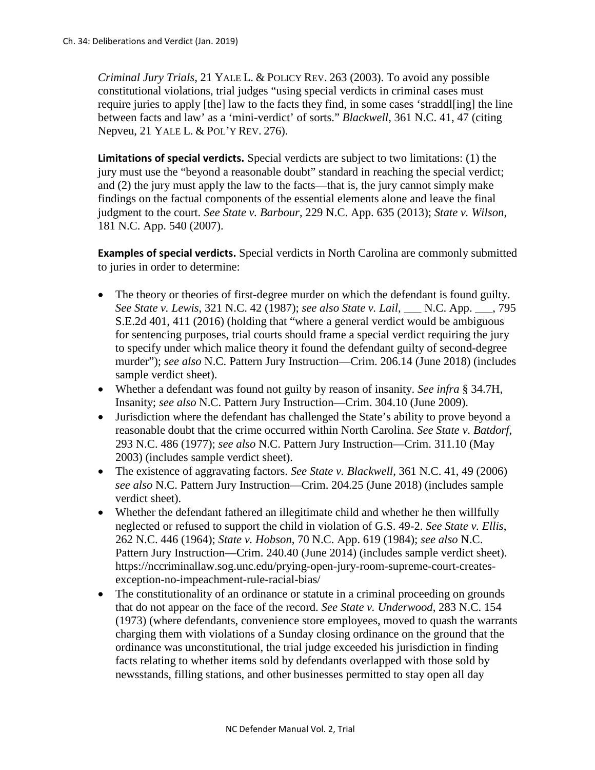*Criminal Jury Trials*, 21 YALE L. & POLICY REV. 263 (2003). To avoid any possible constitutional violations, trial judges "using special verdicts in criminal cases must require juries to apply [the] law to the facts they find, in some cases 'straddl[ing] the line between facts and law' as a 'mini-verdict' of sorts." *Blackwell*, 361 N.C. 41, 47 (citing Nepveu, 21 YALE L. & POL'Y REV. 276).

**Limitations of special verdicts.** Special verdicts are subject to two limitations: (1) the jury must use the "beyond a reasonable doubt" standard in reaching the special verdict; and (2) the jury must apply the law to the facts—that is, the jury cannot simply make findings on the factual components of the essential elements alone and leave the final judgment to the court. *See State v. Barbour*, 229 N.C. App. 635 (2013); *State v. Wilson*, 181 N.C. App. 540 (2007).

**Examples of special verdicts.** Special verdicts in North Carolina are commonly submitted to juries in order to determine:

- The theory or theories of first-degree murder on which the defendant is found guilty. *See State v. Lewis*, 321 N.C. 42 (1987); *see also State v. Lail*, ___ N.C. App. ___, 795 S.E.2d 401, 411 (2016) (holding that "where a general verdict would be ambiguous for sentencing purposes, trial courts should frame a special verdict requiring the jury to specify under which malice theory it found the defendant guilty of second-degree murder"); *see also* N.C. Pattern Jury Instruction—Crim. 206.14 (June 2018) (includes sample verdict sheet).
- Whether a defendant was found not guilty by reason of insanity. *See infra* § 34.7H, Insanity; *see also* N.C. Pattern Jury Instruction—Crim. 304.10 (June 2009).
- Jurisdiction where the defendant has challenged the State's ability to prove beyond a reasonable doubt that the crime occurred within North Carolina. *See State v. Batdorf*, 293 N.C. 486 (1977); *see also* N.C. Pattern Jury Instruction—Crim. 311.10 (May 2003) (includes sample verdict sheet).
- The existence of aggravating factors. *See State v. Blackwell*, 361 N.C. 41, 49 (2006) *see also* N.C. Pattern Jury Instruction—Crim. 204.25 (June 2018) (includes sample verdict sheet).
- Whether the defendant fathered an illegitimate child and whether he then willfully neglected or refused to support the child in violation of G.S. 49-2. *See State v. Ellis*, 262 N.C. 446 (1964); *State v. Hobson*, 70 N.C. App. 619 (1984); *see also* N.C. Pattern Jury Instruction—Crim. 240.40 (June 2014) (includes sample verdict sheet). https://nccriminallaw.sog.unc.edu/prying-open-jury-room-supreme-court-creates-exception-no-impeachment-rule-racial-bias/
- The constitutionality of an ordinance or statute in a criminal proceeding on grounds that do not appear on the face of the record. *See State v. Underwood*, 283 N.C. 154 (1973) (where defendants, convenience store employees, moved to quash the warrants charging them with violations of a Sunday closing ordinance on the ground that the ordinance was unconstitutional, the trial judge exceeded his jurisdiction in finding facts relating to whether items sold by defendants overlapped with those sold by newsstands, filling stations, and other businesses permitted to stay open all day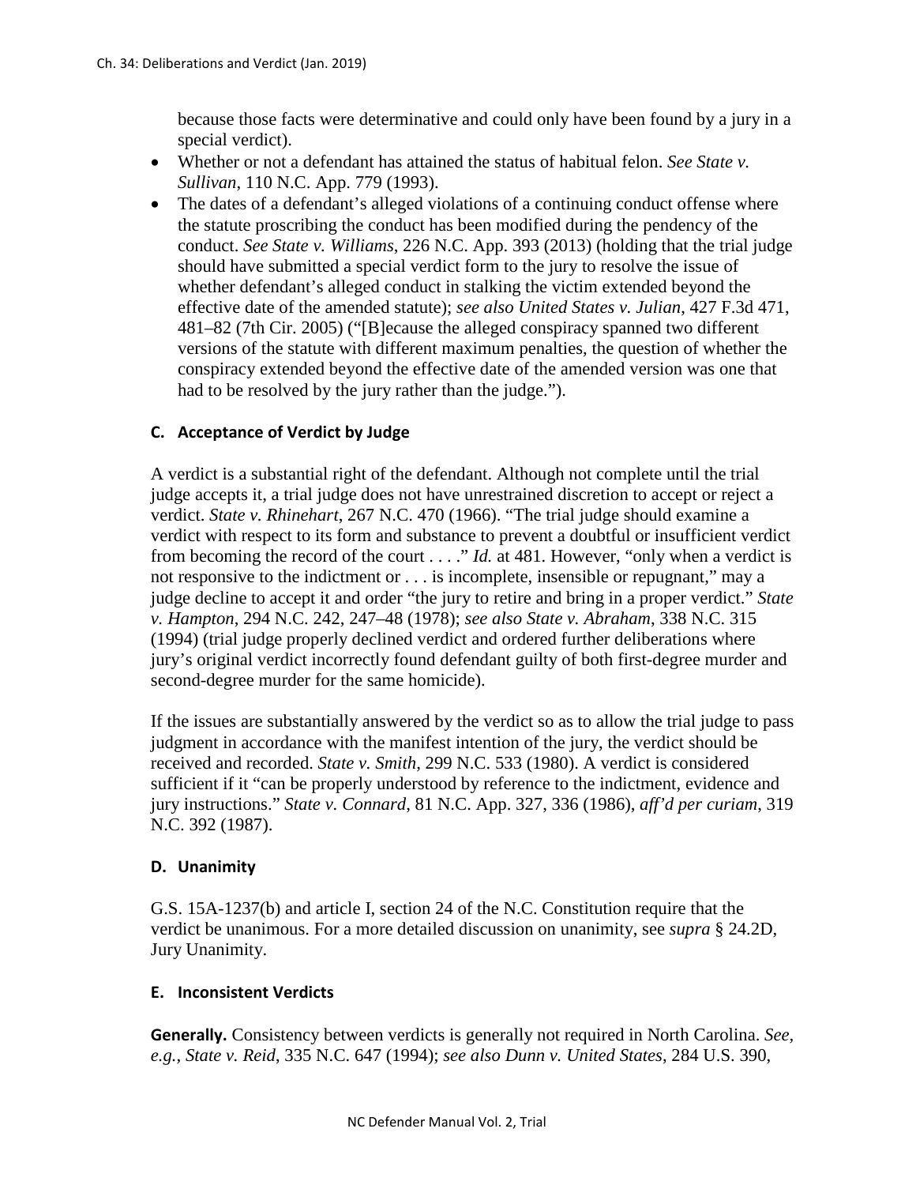because those facts were determinative and could only have been found by a jury in a special verdict).

- Whether or not a defendant has attained the status of habitual felon. *See State v. Sullivan*, 110 N.C. App. 779 (1993).
- The dates of a defendant's alleged violations of a continuing conduct offense where the statute proscribing the conduct has been modified during the pendency of the conduct. *See State v. Williams*, 226 N.C. App. 393 (2013) (holding that the trial judge should have submitted a special verdict form to the jury to resolve the issue of whether defendant's alleged conduct in stalking the victim extended beyond the effective date of the amended statute); *see also United States v. Julian*, 427 F.3d 471, 481–82 (7th Cir. 2005) ("[B]ecause the alleged conspiracy spanned two different versions of the statute with different maximum penalties, the question of whether the conspiracy extended beyond the effective date of the amended version was one that had to be resolved by the jury rather than the judge.").

### C. Acceptance of Verdict by Judge

A verdict is a substantial right of the defendant. Although not complete until the trial judge accepts it, a trial judge does not have unrestrained discretion to accept or reject a verdict. *State v. Rhinehart*, 267 N.C. 470 (1966). "The trial judge should examine a verdict with respect to its form and substance to prevent a doubtful or insufficient verdict from becoming the record of the court . . . ." *Id.* at 481. However, "only when a verdict is not responsive to the indictment or . . . is incomplete, insensible or repugnant," may a judge decline to accept it and order "the jury to retire and bring in a proper verdict." *State v. Hampton*, 294 N.C. 242, 247–48 (1978); *see also State v. Abraham*, 338 N.C. 315 (1994) (trial judge properly declined verdict and ordered further deliberations where jury's original verdict incorrectly found defendant guilty of both first-degree murder and second-degree murder for the same homicide).

If the issues are substantially answered by the verdict so as to allow the trial judge to pass judgment in accordance with the manifest intention of the jury, the verdict should be received and recorded. *State v. Smith*, 299 N.C. 533 (1980). A verdict is considered sufficient if it "can be properly understood by reference to the indictment, evidence and jury instructions." *State v. Connard*, 81 N.C. App. 327, 336 (1986), *aff'd per curiam*, 319 N.C. 392 (1987).

### D. Unanimity

G.S. 15A-1237(b) and article I, section 24 of the N.C. Constitution require that the verdict be unanimous. For a more detailed discussion on unanimity, see *supra* § 24.2D, Jury Unanimity.

### E. Inconsistent Verdicts

**Generally.** Consistency between verdicts is generally not required in North Carolina. *See, e.g.*, *State v. Reid*, 335 N.C. 647 (1994); *see also Dunn v. United States*, 284 U.S. 390,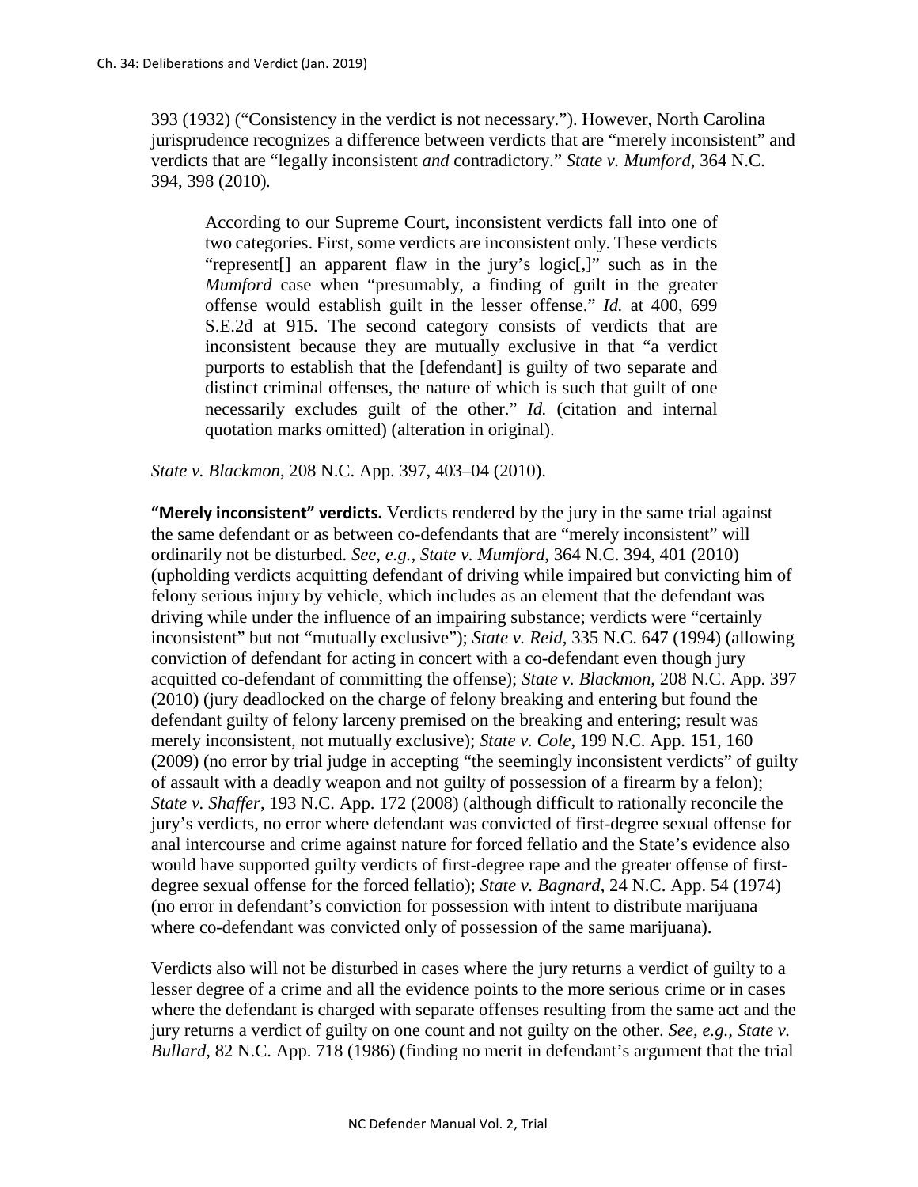393 (1932) ("Consistency in the verdict is not necessary."). However, North Carolina jurisprudence recognizes a difference between verdicts that are "merely inconsistent" and verdicts that are "legally inconsistent *and* contradictory." *State v. Mumford*, 364 N.C. 394, 398 (2010).

> According to our Supreme Court, inconsistent verdicts fall into one of two categories. First, some verdicts are inconsistent only. These verdicts "represent[] an apparent flaw in the jury's logic[,]" such as in the *Mumford* case when "presumably, a finding of guilt in the greater offense would establish guilt in the lesser offense." *Id.* at 400, 699 S.E.2d at 915. The second category consists of verdicts that are inconsistent because they are mutually exclusive in that "a verdict purports to establish that the [defendant] is guilty of two separate and distinct criminal offenses, the nature of which is such that guilt of one necessarily excludes guilt of the other." *Id.* (citation and internal quotation marks omitted) (alteration in original).

*State v. Blackmon*, 208 N.C. App. 397, 403–04 (2010).

**"Merely inconsistent" verdicts.** Verdicts rendered by the jury in the same trial against the same defendant or as between co-defendants that are "merely inconsistent" will ordinarily not be disturbed. *See, e.g.*, *State v. Mumford*, 364 N.C. 394, 401 (2010) (upholding verdicts acquitting defendant of driving while impaired but convicting him of felony serious injury by vehicle, which includes as an element that the defendant was driving while under the influence of an impairing substance; verdicts were "certainly inconsistent" but not "mutually exclusive"); *State v. Reid*, 335 N.C. 647 (1994) (allowing conviction of defendant for acting in concert with a co-defendant even though jury acquitted co-defendant of committing the offense); *State v. Blackmon*, 208 N.C. App. 397 (2010) (jury deadlocked on the charge of felony breaking and entering but found the defendant guilty of felony larceny premised on the breaking and entering; result was merely inconsistent, not mutually exclusive); *State v. Cole*, 199 N.C. App. 151, 160 (2009) (no error by trial judge in accepting "the seemingly inconsistent verdicts" of guilty of assault with a deadly weapon and not guilty of possession of a firearm by a felon); *State v. Shaffer*, 193 N.C. App. 172 (2008) (although difficult to rationally reconcile the jury's verdicts, no error where defendant was convicted of first-degree sexual offense for anal intercourse and crime against nature for forced fellatio and the State's evidence also would have supported guilty verdicts of first-degree rape and the greater offense of first-degree sexual offense for the forced fellatio); *State v. Bagnard*, 24 N.C. App. 54 (1974) (no error in defendant's conviction for possession with intent to distribute marijuana where co-defendant was convicted only of possession of the same marijuana).

Verdicts also will not be disturbed in cases where the jury returns a verdict of guilty to a lesser degree of a crime and all the evidence points to the more serious crime or in cases where the defendant is charged with separate offenses resulting from the same act and the jury returns a verdict of guilty on one count and not guilty on the other. *See, e.g.*, *State v. Bullard*, 82 N.C. App. 718 (1986) (finding no merit in defendant's argument that the trial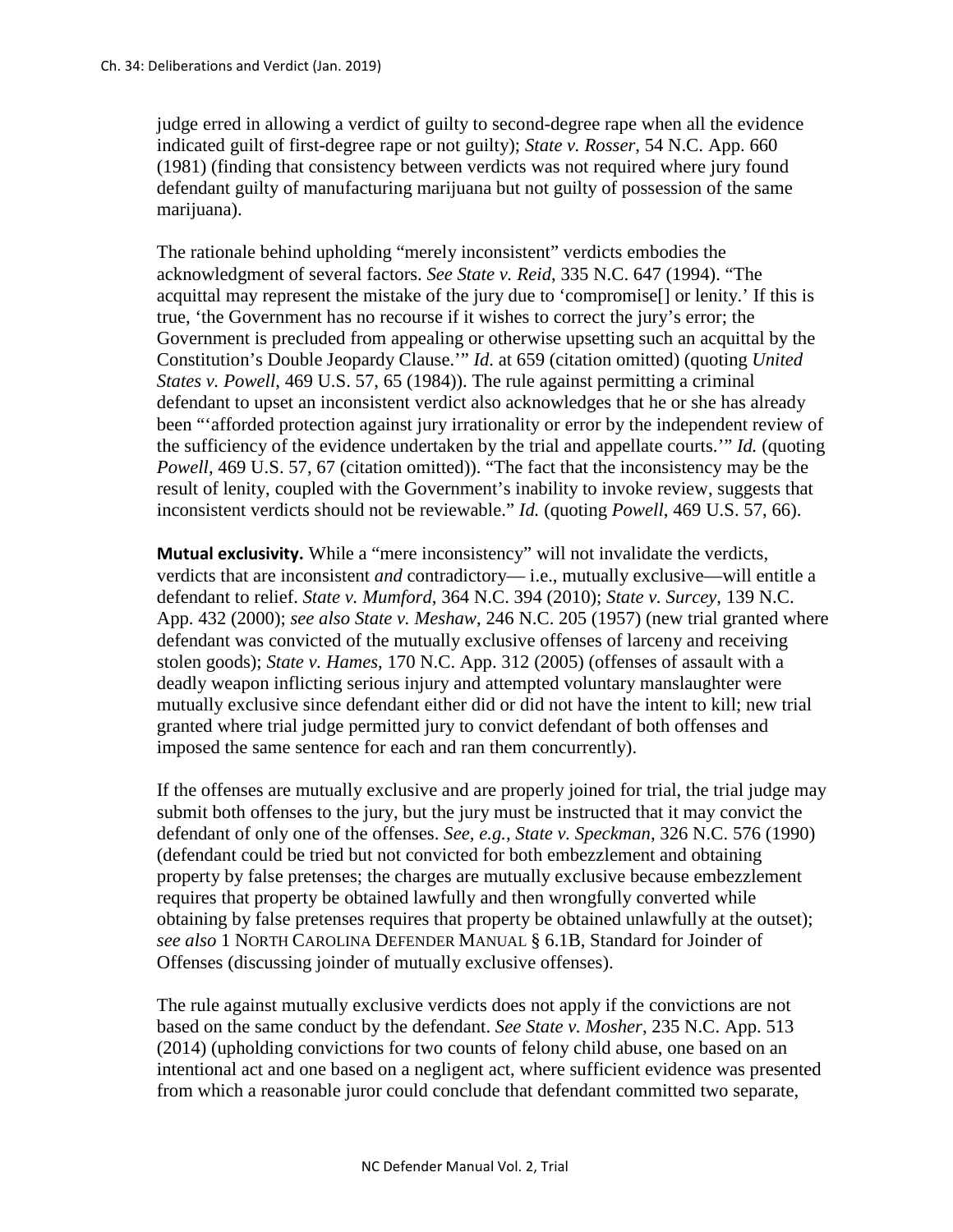judge erred in allowing a verdict of guilty to second-degree rape when all the evidence indicated guilt of first-degree rape or not guilty); *State v. Rosser*, 54 N.C. App. 660 (1981) (finding that consistency between verdicts was not required where jury found defendant guilty of manufacturing marijuana but not guilty of possession of the same marijuana).

The rationale behind upholding "merely inconsistent" verdicts embodies the acknowledgment of several factors. *See State v. Reid*, 335 N.C. 647 (1994). "The acquittal may represent the mistake of the jury due to 'compromise[] or lenity.' If this is true, 'the Government has no recourse if it wishes to correct the jury's error; the Government is precluded from appealing or otherwise upsetting such an acquittal by the Constitution's Double Jeopardy Clause.'" *Id.* at 659 (citation omitted) (quoting *United States v. Powell*, 469 U.S. 57, 65 (1984)). The rule against permitting a criminal defendant to upset an inconsistent verdict also acknowledges that he or she has already been "'afforded protection against jury irrationality or error by the independent review of the sufficiency of the evidence undertaken by the trial and appellate courts.'" *Id.* (quoting *Powell*, 469 U.S. 57, 67 (citation omitted)). "The fact that the inconsistency may be the result of lenity, coupled with the Government's inability to invoke review, suggests that inconsistent verdicts should not be reviewable." *Id.* (quoting *Powell*, 469 U.S. 57, 66).

**Mutual exclusivity.** While a "mere inconsistency" will not invalidate the verdicts, verdicts that are inconsistent *and* contradictory— i.e., mutually exclusive—will entitle a defendant to relief. *State v. Mumford*, 364 N.C. 394 (2010); *State v. Surcey*, 139 N.C. App. 432 (2000); *see also State v. Meshaw*, 246 N.C. 205 (1957) (new trial granted where defendant was convicted of the mutually exclusive offenses of larceny and receiving stolen goods); *State v. Hames*, 170 N.C. App. 312 (2005) (offenses of assault with a deadly weapon inflicting serious injury and attempted voluntary manslaughter were mutually exclusive since defendant either did or did not have the intent to kill; new trial granted where trial judge permitted jury to convict defendant of both offenses and imposed the same sentence for each and ran them concurrently).

If the offenses are mutually exclusive and are properly joined for trial, the trial judge may submit both offenses to the jury, but the jury must be instructed that it may convict the defendant of only one of the offenses. *See, e.g.*, *State v. Speckman*, 326 N.C. 576 (1990) (defendant could be tried but not convicted for both embezzlement and obtaining property by false pretenses; the charges are mutually exclusive because embezzlement requires that property be obtained lawfully and then wrongfully converted while obtaining by false pretenses requires that property be obtained unlawfully at the outset); *see also* 1 NORTH CAROLINA DEFENDER MANUAL § 6.1B, Standard for Joinder of Offenses (discussing joinder of mutually exclusive offenses).

The rule against mutually exclusive verdicts does not apply if the convictions are not based on the same conduct by the defendant. *See State v. Mosher*, 235 N.C. App. 513 (2014) (upholding convictions for two counts of felony child abuse, one based on an intentional act and one based on a negligent act, where sufficient evidence was presented from which a reasonable juror could conclude that defendant committed two separate,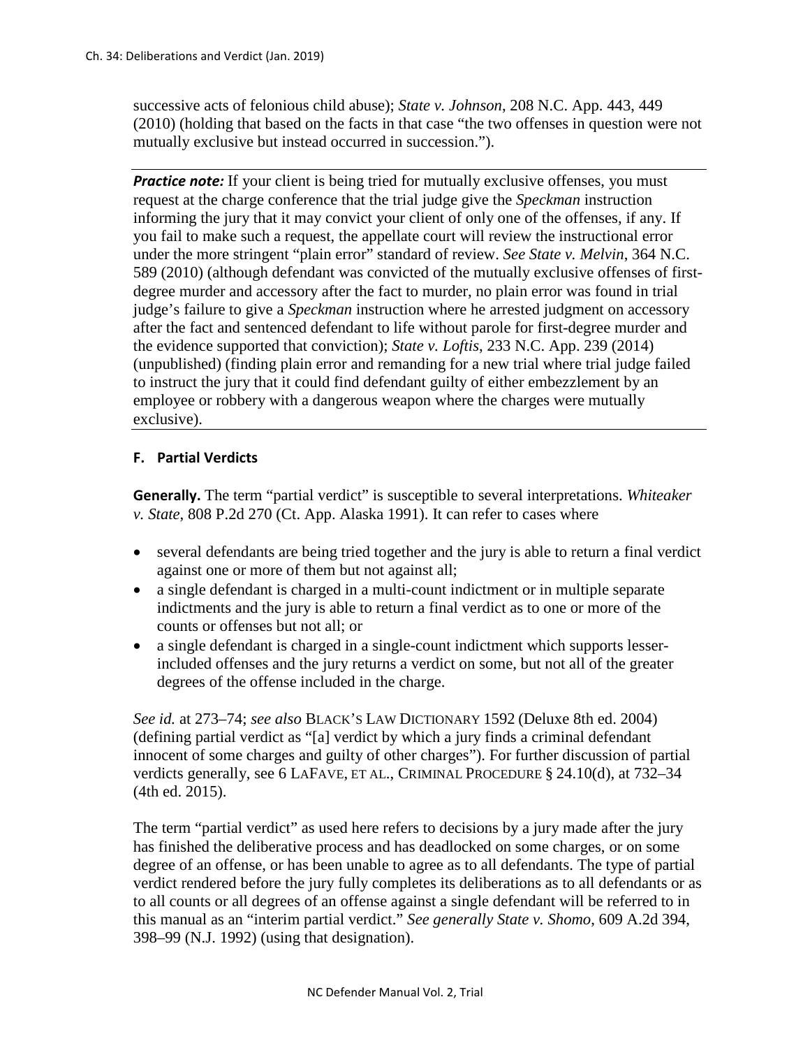successive acts of felonious child abuse); *State v. Johnson*, 208 N.C. App. 443, 449 (2010) (holding that based on the facts in that case "the two offenses in question were not mutually exclusive but instead occurred in succession.").

---

***Practice note:*** If your client is being tried for mutually exclusive offenses, you must request at the charge conference that the trial judge give the *Speckman* instruction informing the jury that it may convict your client of only one of the offenses, if any. If you fail to make such a request, the appellate court will review the instructional error under the more stringent "plain error" standard of review. *See State v. Melvin*, 364 N.C. 589 (2010) (although defendant was convicted of the mutually exclusive offenses of first-degree murder and accessory after the fact to murder, no plain error was found in trial judge's failure to give a *Speckman* instruction where he arrested judgment on accessory after the fact and sentenced defendant to life without parole for first-degree murder and the evidence supported that conviction); *State v. Loftis*, 233 N.C. App. 239 (2014) (unpublished) (finding plain error and remanding for a new trial where trial judge failed to instruct the jury that it could find defendant guilty of either embezzlement by an employee or robbery with a dangerous weapon where the charges were mutually exclusive).

---

### F. Partial Verdicts

**Generally.** The term "partial verdict" is susceptible to several interpretations. *Whiteaker v. State*, 808 P.2d 270 (Ct. App. Alaska 1991). It can refer to cases where

- several defendants are being tried together and the jury is able to return a final verdict against one or more of them but not against all;
- a single defendant is charged in a multi-count indictment or in multiple separate indictments and the jury is able to return a final verdict as to one or more of the counts or offenses but not all; or
- a single defendant is charged in a single-count indictment which supports lesser-included offenses and the jury returns a verdict on some, but not all of the greater degrees of the offense included in the charge.

*See id.* at 273–74; *see also* BLACK'S LAW DICTIONARY 1592 (Deluxe 8th ed. 2004) (defining partial verdict as "[a] verdict by which a jury finds a criminal defendant innocent of some charges and guilty of other charges"). For further discussion of partial verdicts generally, see 6 LAFAVE, ET AL., CRIMINAL PROCEDURE § 24.10(d), at 732–34 (4th ed. 2015).

The term "partial verdict" as used here refers to decisions by a jury made after the jury has finished the deliberative process and has deadlocked on some charges, or on some degree of an offense, or has been unable to agree as to all defendants. The type of partial verdict rendered before the jury fully completes its deliberations as to all defendants or as to all counts or all degrees of an offense against a single defendant will be referred to in this manual as an "interim partial verdict." *See generally State v. Shomo*, 609 A.2d 394, 398–99 (N.J. 1992) (using that designation).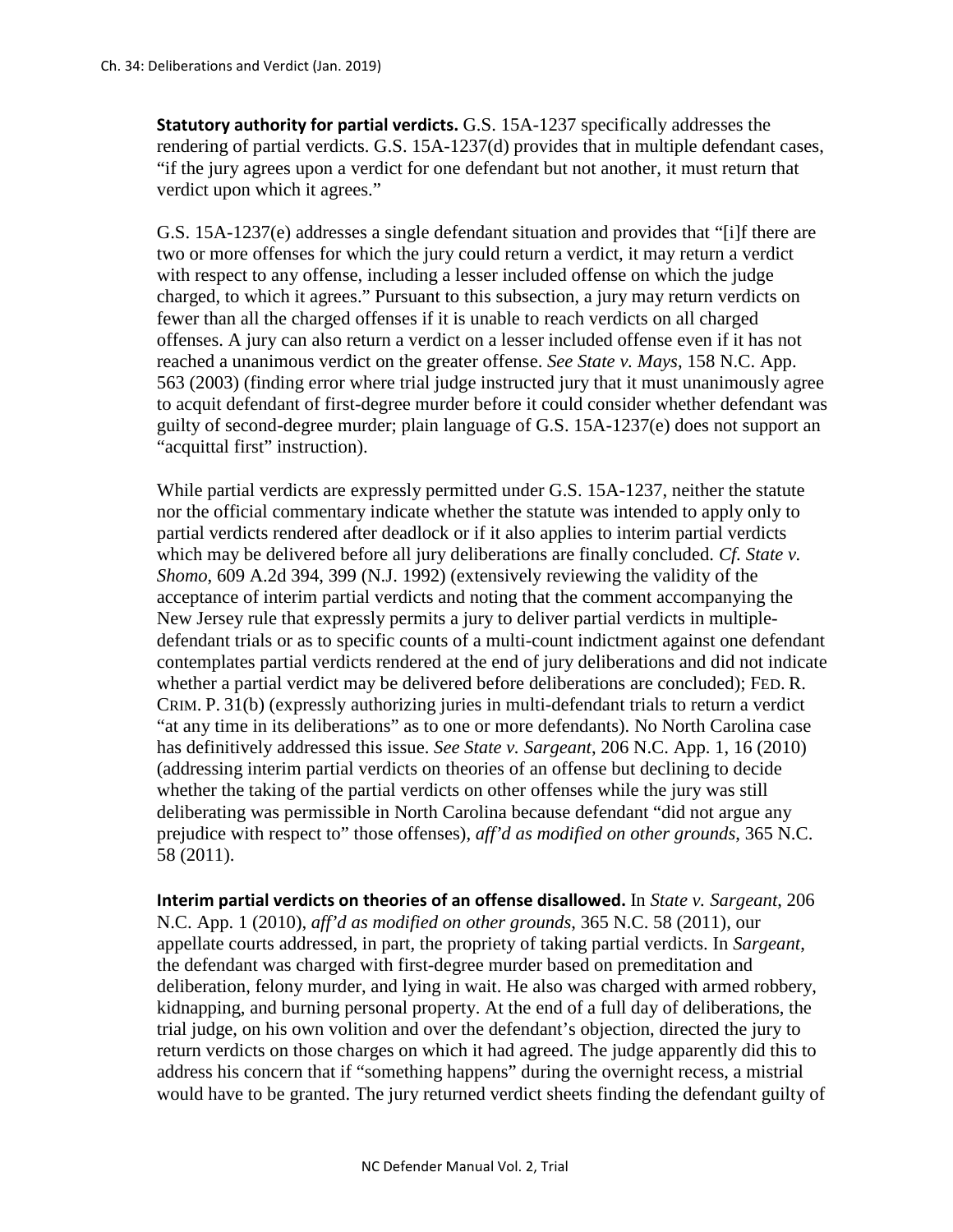**Statutory authority for partial verdicts.** G.S. 15A-1237 specifically addresses the rendering of partial verdicts. G.S. 15A-1237(d) provides that in multiple defendant cases, "if the jury agrees upon a verdict for one defendant but not another, it must return that verdict upon which it agrees."

G.S. 15A-1237(e) addresses a single defendant situation and provides that "[i]f there are two or more offenses for which the jury could return a verdict, it may return a verdict with respect to any offense, including a lesser included offense on which the judge charged, to which it agrees." Pursuant to this subsection, a jury may return verdicts on fewer than all the charged offenses if it is unable to reach verdicts on all charged offenses. A jury can also return a verdict on a lesser included offense even if it has not reached a unanimous verdict on the greater offense. *See State v. Mays*, 158 N.C. App. 563 (2003) (finding error where trial judge instructed jury that it must unanimously agree to acquit defendant of first-degree murder before it could consider whether defendant was guilty of second-degree murder; plain language of G.S. 15A-1237(e) does not support an "acquittal first" instruction).

While partial verdicts are expressly permitted under G.S. 15A-1237, neither the statute nor the official commentary indicate whether the statute was intended to apply only to partial verdicts rendered after deadlock or if it also applies to interim partial verdicts which may be delivered before all jury deliberations are finally concluded. *Cf. State v. Shomo*, 609 A.2d 394, 399 (N.J. 1992) (extensively reviewing the validity of the acceptance of interim partial verdicts and noting that the comment accompanying the New Jersey rule that expressly permits a jury to deliver partial verdicts in multiple-defendant trials or as to specific counts of a multi-count indictment against one defendant contemplates partial verdicts rendered at the end of jury deliberations and did not indicate whether a partial verdict may be delivered before deliberations are concluded); FED. R. CRIM. P. 31(b) (expressly authorizing juries in multi-defendant trials to return a verdict "at any time in its deliberations" as to one or more defendants). No North Carolina case has definitively addressed this issue. *See State v. Sargeant*, 206 N.C. App. 1, 16 (2010) (addressing interim partial verdicts on theories of an offense but declining to decide whether the taking of the partial verdicts on other offenses while the jury was still deliberating was permissible in North Carolina because defendant "did not argue any prejudice with respect to" those offenses), *aff'd as modified on other grounds*, 365 N.C. 58 (2011).

**Interim partial verdicts on theories of an offense disallowed.** In *State v. Sargeant*, 206 N.C. App. 1 (2010), *aff'd as modified on other grounds*, 365 N.C. 58 (2011), our appellate courts addressed, in part, the propriety of taking partial verdicts. In *Sargeant*, the defendant was charged with first-degree murder based on premeditation and deliberation, felony murder, and lying in wait. He also was charged with armed robbery, kidnapping, and burning personal property. At the end of a full day of deliberations, the trial judge, on his own volition and over the defendant's objection, directed the jury to return verdicts on those charges on which it had agreed. The judge apparently did this to address his concern that if "something happens" during the overnight recess, a mistrial would have to be granted. The jury returned verdict sheets finding the defendant guilty of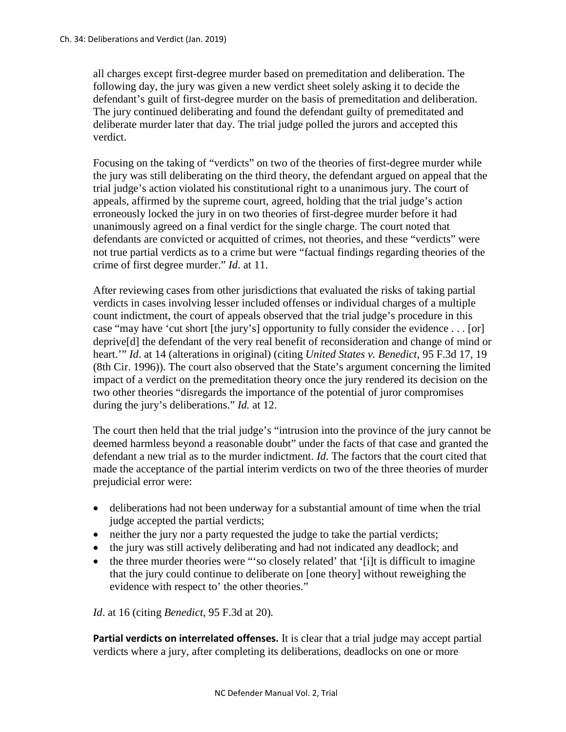all charges except first-degree murder based on premeditation and deliberation. The following day, the jury was given a new verdict sheet solely asking it to decide the defendant's guilt of first-degree murder on the basis of premeditation and deliberation. The jury continued deliberating and found the defendant guilty of premeditated and deliberate murder later that day. The trial judge polled the jurors and accepted this verdict.

Focusing on the taking of "verdicts" on two of the theories of first-degree murder while the jury was still deliberating on the third theory, the defendant argued on appeal that the trial judge's action violated his constitutional right to a unanimous jury. The court of appeals, affirmed by the supreme court, agreed, holding that the trial judge's action erroneously locked the jury in on two theories of first-degree murder before it had unanimously agreed on a final verdict for the single charge. The court noted that defendants are convicted or acquitted of crimes, not theories, and these "verdicts" were not true partial verdicts as to a crime but were "factual findings regarding theories of the crime of first degree murder." *Id*. at 11.

After reviewing cases from other jurisdictions that evaluated the risks of taking partial verdicts in cases involving lesser included offenses or individual charges of a multiple count indictment, the court of appeals observed that the trial judge's procedure in this case "may have 'cut short [the jury's] opportunity to fully consider the evidence . . . [or] deprive[d] the defendant of the very real benefit of reconsideration and change of mind or heart.'" *Id*. at 14 (alterations in original) (citing *United States v. Benedict*, 95 F.3d 17, 19 (8th Cir. 1996)). The court also observed that the State's argument concerning the limited impact of a verdict on the premeditation theory once the jury rendered its decision on the two other theories "disregards the importance of the potential of juror compromises during the jury's deliberations." *Id.* at 12.

The court then held that the trial judge's "intrusion into the province of the jury cannot be deemed harmless beyond a reasonable doubt" under the facts of that case and granted the defendant a new trial as to the murder indictment. *Id*. The factors that the court cited that made the acceptance of the partial interim verdicts on two of the three theories of murder prejudicial error were:

- deliberations had not been underway for a substantial amount of time when the trial judge accepted the partial verdicts;
- neither the jury nor a party requested the judge to take the partial verdicts;
- the jury was still actively deliberating and had not indicated any deadlock; and
- the three murder theories were "'so closely related' that '[i]t is difficult to imagine that the jury could continue to deliberate on [one theory] without reweighing the evidence with respect to' the other theories."

*Id*. at 16 (citing *Benedict*, 95 F.3d at 20).

**Partial verdicts on interrelated offenses.** It is clear that a trial judge may accept partial verdicts where a jury, after completing its deliberations, deadlocks on one or more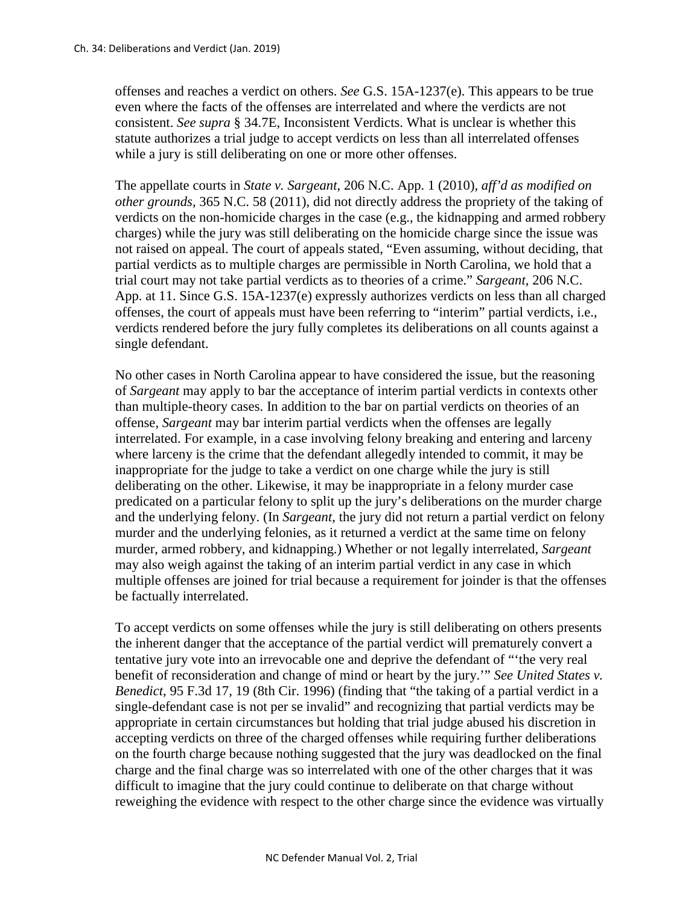offenses and reaches a verdict on others. *See* G.S. 15A-1237(e). This appears to be true even where the facts of the offenses are interrelated and where the verdicts are not consistent. *See supra* § 34.7E, Inconsistent Verdicts. What is unclear is whether this statute authorizes a trial judge to accept verdicts on less than all interrelated offenses while a jury is still deliberating on one or more other offenses.

The appellate courts in *State v. Sargeant*, 206 N.C. App. 1 (2010), *aff'd as modified on other grounds*, 365 N.C. 58 (2011), did not directly address the propriety of the taking of verdicts on the non-homicide charges in the case (e.g., the kidnapping and armed robbery charges) while the jury was still deliberating on the homicide charge since the issue was not raised on appeal. The court of appeals stated, "Even assuming, without deciding, that partial verdicts as to multiple charges are permissible in North Carolina, we hold that a trial court may not take partial verdicts as to theories of a crime." *Sargeant*, 206 N.C. App. at 11. Since G.S. 15A-1237(e) expressly authorizes verdicts on less than all charged offenses, the court of appeals must have been referring to "interim" partial verdicts, i.e., verdicts rendered before the jury fully completes its deliberations on all counts against a single defendant.

No other cases in North Carolina appear to have considered the issue, but the reasoning of *Sargeant* may apply to bar the acceptance of interim partial verdicts in contexts other than multiple-theory cases. In addition to the bar on partial verdicts on theories of an offense, *Sargeant* may bar interim partial verdicts when the offenses are legally interrelated. For example, in a case involving felony breaking and entering and larceny where larceny is the crime that the defendant allegedly intended to commit, it may be inappropriate for the judge to take a verdict on one charge while the jury is still deliberating on the other. Likewise, it may be inappropriate in a felony murder case predicated on a particular felony to split up the jury's deliberations on the murder charge and the underlying felony. (In *Sargeant*, the jury did not return a partial verdict on felony murder and the underlying felonies, as it returned a verdict at the same time on felony murder, armed robbery, and kidnapping.) Whether or not legally interrelated, *Sargeant* may also weigh against the taking of an interim partial verdict in any case in which multiple offenses are joined for trial because a requirement for joinder is that the offenses be factually interrelated.

To accept verdicts on some offenses while the jury is still deliberating on others presents the inherent danger that the acceptance of the partial verdict will prematurely convert a tentative jury vote into an irrevocable one and deprive the defendant of "'the very real benefit of reconsideration and change of mind or heart by the jury.'" *See United States v. Benedict*, 95 F.3d 17, 19 (8th Cir. 1996) (finding that "the taking of a partial verdict in a single-defendant case is not per se invalid" and recognizing that partial verdicts may be appropriate in certain circumstances but holding that trial judge abused his discretion in accepting verdicts on three of the charged offenses while requiring further deliberations on the fourth charge because nothing suggested that the jury was deadlocked on the final charge and the final charge was so interrelated with one of the other charges that it was difficult to imagine that the jury could continue to deliberate on that charge without reweighing the evidence with respect to the other charge since the evidence was virtually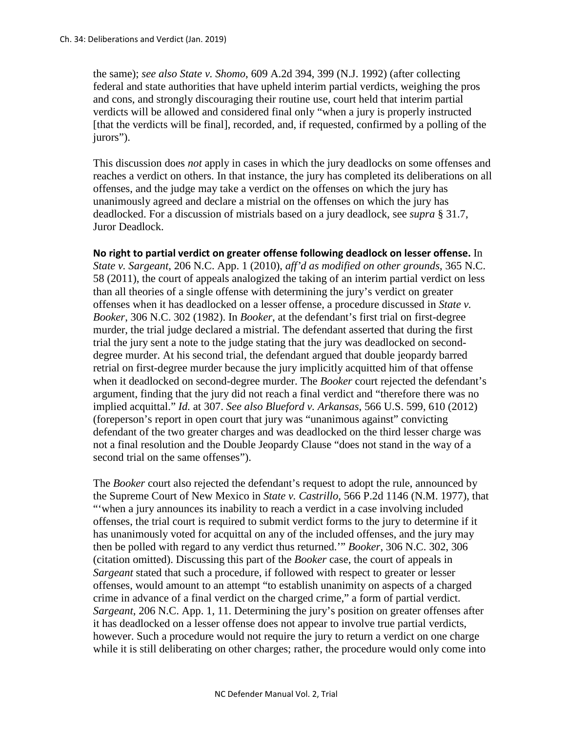the same); *see also State v. Shomo*, 609 A.2d 394, 399 (N.J. 1992) (after collecting federal and state authorities that have upheld interim partial verdicts, weighing the pros and cons, and strongly discouraging their routine use, court held that interim partial verdicts will be allowed and considered final only "when a jury is properly instructed [that the verdicts will be final], recorded, and, if requested, confirmed by a polling of the jurors").

This discussion does *not* apply in cases in which the jury deadlocks on some offenses and reaches a verdict on others. In that instance, the jury has completed its deliberations on all offenses, and the judge may take a verdict on the offenses on which the jury has unanimously agreed and declare a mistrial on the offenses on which the jury has deadlocked. For a discussion of mistrials based on a jury deadlock, see *supra* § 31.7, Juror Deadlock.

**No right to partial verdict on greater offense following deadlock on lesser offense.** In *State v. Sargeant*, 206 N.C. App. 1 (2010), *aff'd as modified on other grounds*, 365 N.C. 58 (2011), the court of appeals analogized the taking of an interim partial verdict on less than all theories of a single offense with determining the jury's verdict on greater offenses when it has deadlocked on a lesser offense, a procedure discussed in *State v. Booker*, 306 N.C. 302 (1982). In *Booker*, at the defendant's first trial on first-degree murder, the trial judge declared a mistrial. The defendant asserted that during the first trial the jury sent a note to the judge stating that the jury was deadlocked on second-degree murder. At his second trial, the defendant argued that double jeopardy barred retrial on first-degree murder because the jury implicitly acquitted him of that offense when it deadlocked on second-degree murder. The *Booker* court rejected the defendant's argument, finding that the jury did not reach a final verdict and "therefore there was no implied acquittal." *Id.* at 307. *See also Blueford v. Arkansas*, 566 U.S. 599, 610 (2012) (foreperson's report in open court that jury was "unanimous against" convicting defendant of the two greater charges and was deadlocked on the third lesser charge was not a final resolution and the Double Jeopardy Clause "does not stand in the way of a second trial on the same offenses").

The *Booker* court also rejected the defendant's request to adopt the rule, announced by the Supreme Court of New Mexico in *State v. Castrillo*, 566 P.2d 1146 (N.M. 1977), that "'when a jury announces its inability to reach a verdict in a case involving included offenses, the trial court is required to submit verdict forms to the jury to determine if it has unanimously voted for acquittal on any of the included offenses, and the jury may then be polled with regard to any verdict thus returned.'" *Booker*, 306 N.C. 302, 306 (citation omitted). Discussing this part of the *Booker* case, the court of appeals in *Sargeant* stated that such a procedure, if followed with respect to greater or lesser offenses, would amount to an attempt "to establish unanimity on aspects of a charged crime in advance of a final verdict on the charged crime," a form of partial verdict. *Sargeant*, 206 N.C. App. 1, 11. Determining the jury's position on greater offenses after it has deadlocked on a lesser offense does not appear to involve true partial verdicts, however. Such a procedure would not require the jury to return a verdict on one charge while it is still deliberating on other charges; rather, the procedure would only come into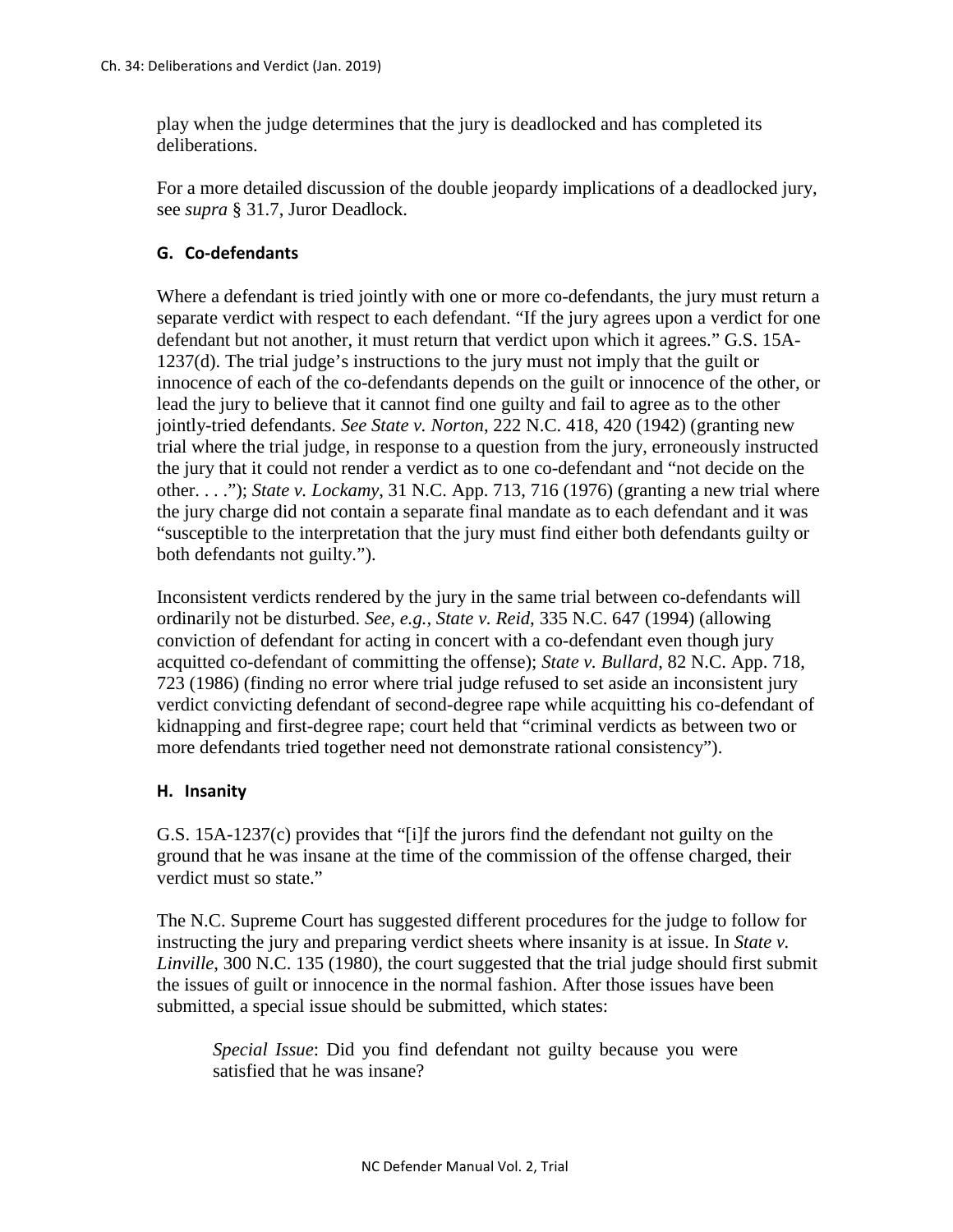play when the judge determines that the jury is deadlocked and has completed its deliberations.

For a more detailed discussion of the double jeopardy implications of a deadlocked jury, see *supra* § 31.7, Juror Deadlock.

### G. Co-defendants

Where a defendant is tried jointly with one or more co-defendants, the jury must return a separate verdict with respect to each defendant. "If the jury agrees upon a verdict for one defendant but not another, it must return that verdict upon which it agrees." G.S. 15A-1237(d). The trial judge's instructions to the jury must not imply that the guilt or innocence of each of the co-defendants depends on the guilt or innocence of the other, or lead the jury to believe that it cannot find one guilty and fail to agree as to the other jointly-tried defendants. *See State v. Norton*, 222 N.C. 418, 420 (1942) (granting new trial where the trial judge, in response to a question from the jury, erroneously instructed the jury that it could not render a verdict as to one co-defendant and "not decide on the other. . . ."); *State v. Lockamy*, 31 N.C. App. 713, 716 (1976) (granting a new trial where the jury charge did not contain a separate final mandate as to each defendant and it was "susceptible to the interpretation that the jury must find either both defendants guilty or both defendants not guilty.").

Inconsistent verdicts rendered by the jury in the same trial between co-defendants will ordinarily not be disturbed. *See, e.g.*, *State v. Reid*, 335 N.C. 647 (1994) (allowing conviction of defendant for acting in concert with a co-defendant even though jury acquitted co-defendant of committing the offense); *State v. Bullard*, 82 N.C. App. 718, 723 (1986) (finding no error where trial judge refused to set aside an inconsistent jury verdict convicting defendant of second-degree rape while acquitting his co-defendant of kidnapping and first-degree rape; court held that "criminal verdicts as between two or more defendants tried together need not demonstrate rational consistency").

### H. Insanity

G.S. 15A-1237(c) provides that "[i]f the jurors find the defendant not guilty on the ground that he was insane at the time of the commission of the offense charged, their verdict must so state."

The N.C. Supreme Court has suggested different procedures for the judge to follow for instructing the jury and preparing verdict sheets where insanity is at issue. In *State v. Linville*, 300 N.C. 135 (1980), the court suggested that the trial judge should first submit the issues of guilt or innocence in the normal fashion. After those issues have been submitted, a special issue should be submitted, which states:

> *Special Issue*: Did you find defendant not guilty because you were satisfied that he was insane?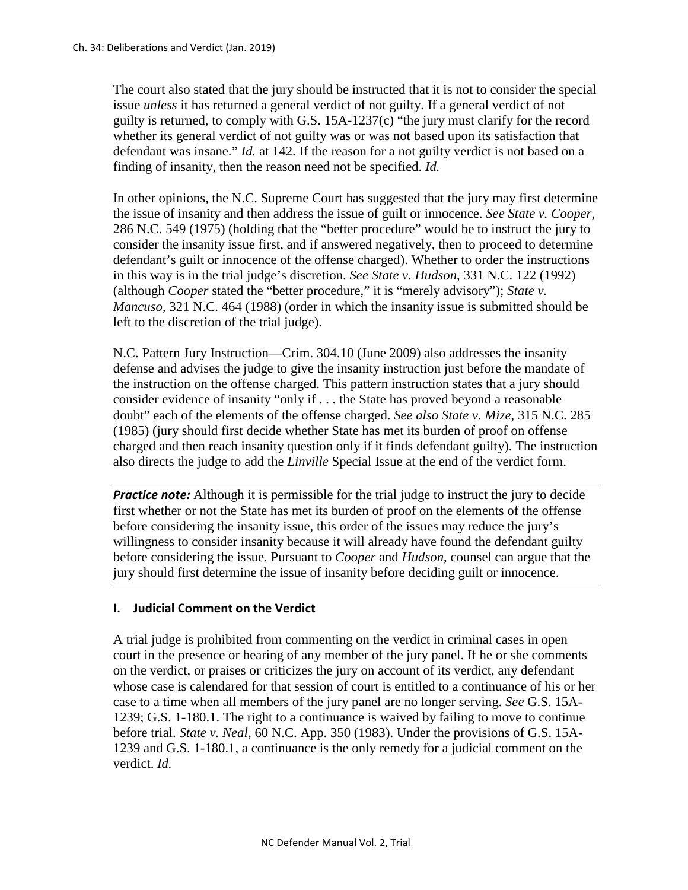The court also stated that the jury should be instructed that it is not to consider the special issue *unless* it has returned a general verdict of not guilty. If a general verdict of not guilty is returned, to comply with G.S. 15A-1237(c) "the jury must clarify for the record whether its general verdict of not guilty was or was not based upon its satisfaction that defendant was insane." *Id.* at 142. If the reason for a not guilty verdict is not based on a finding of insanity, then the reason need not be specified. *Id.*

In other opinions, the N.C. Supreme Court has suggested that the jury may first determine the issue of insanity and then address the issue of guilt or innocence. *See State v. Cooper*, 286 N.C. 549 (1975) (holding that the "better procedure" would be to instruct the jury to consider the insanity issue first, and if answered negatively, then to proceed to determine defendant's guilt or innocence of the offense charged). Whether to order the instructions in this way is in the trial judge's discretion. *See State v. Hudson*, 331 N.C. 122 (1992) (although *Cooper* stated the "better procedure," it is "merely advisory"); *State v. Mancuso*, 321 N.C. 464 (1988) (order in which the insanity issue is submitted should be left to the discretion of the trial judge).

N.C. Pattern Jury Instruction—Crim. 304.10 (June 2009) also addresses the insanity defense and advises the judge to give the insanity instruction just before the mandate of the instruction on the offense charged. This pattern instruction states that a jury should consider evidence of insanity "only if . . . the State has proved beyond a reasonable doubt" each of the elements of the offense charged. *See also State v. Mize*, 315 N.C. 285 (1985) (jury should first decide whether State has met its burden of proof on offense charged and then reach insanity question only if it finds defendant guilty). The instruction also directs the judge to add the *Linville* Special Issue at the end of the verdict form.

***Practice note:*** Although it is permissible for the trial judge to instruct the jury to decide first whether or not the State has met its burden of proof on the elements of the offense before considering the insanity issue, this order of the issues may reduce the jury's willingness to consider insanity because it will already have found the defendant guilty before considering the issue. Pursuant to *Cooper* and *Hudson*, counsel can argue that the jury should first determine the issue of insanity before deciding guilt or innocence.

### I. Judicial Comment on the Verdict

A trial judge is prohibited from commenting on the verdict in criminal cases in open court in the presence or hearing of any member of the jury panel. If he or she comments on the verdict, or praises or criticizes the jury on account of its verdict, any defendant whose case is calendared for that session of court is entitled to a continuance of his or her case to a time when all members of the jury panel are no longer serving. *See* G.S. 15A-1239; G.S. 1-180.1. The right to a continuance is waived by failing to move to continue before trial. *State v. Neal*, 60 N.C. App. 350 (1983). Under the provisions of G.S. 15A-1239 and G.S. 1-180.1, a continuance is the only remedy for a judicial comment on the verdict. *Id.*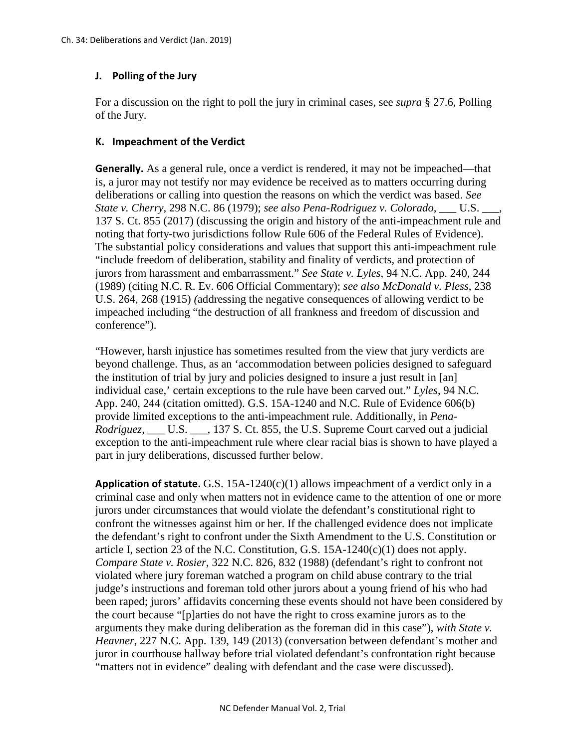### J. Polling of the Jury

For a discussion on the right to poll the jury in criminal cases, see *supra* § 27.6, Polling of the Jury.

### K. Impeachment of the Verdict

**Generally.** As a general rule, once a verdict is rendered, it may not be impeached—that is, a juror may not testify nor may evidence be received as to matters occurring during deliberations or calling into question the reasons on which the verdict was based. *See State v. Cherry*, 298 N.C. 86 (1979); *see also Pena-Rodriguez v. Colorado*, ___ U.S. ___, 137 S. Ct. 855 (2017) (discussing the origin and history of the anti-impeachment rule and noting that forty-two jurisdictions follow Rule 606 of the Federal Rules of Evidence). The substantial policy considerations and values that support this anti-impeachment rule "include freedom of deliberation, stability and finality of verdicts, and protection of jurors from harassment and embarrassment." *See State v. Lyles*, 94 N.C. App. 240, 244 (1989) (citing N.C. R. Ev. 606 Official Commentary); *see also McDonald v. Pless*, 238 U.S. 264, 268 (1915) (addressing the negative consequences of allowing verdict to be impeached including "the destruction of all frankness and freedom of discussion and conference").

"However, harsh injustice has sometimes resulted from the view that jury verdicts are beyond challenge. Thus, as an 'accommodation between policies designed to safeguard the institution of trial by jury and policies designed to insure a just result in [an] individual case,' certain exceptions to the rule have been carved out." *Lyles*, 94 N.C. App. 240, 244 (citation omitted). G.S. 15A-1240 and N.C. Rule of Evidence 606(b) provide limited exceptions to the anti-impeachment rule. Additionally, in *Pena-Rodriguez*, ___ U.S. ___, 137 S. Ct. 855, the U.S. Supreme Court carved out a judicial exception to the anti-impeachment rule where clear racial bias is shown to have played a part in jury deliberations, discussed further below.

**Application of statute.** G.S. 15A-1240(c)(1) allows impeachment of a verdict only in a criminal case and only when matters not in evidence came to the attention of one or more jurors under circumstances that would violate the defendant's constitutional right to confront the witnesses against him or her. If the challenged evidence does not implicate the defendant's right to confront under the Sixth Amendment to the U.S. Constitution or article I, section 23 of the N.C. Constitution, G.S. 15A-1240(c)(1) does not apply. *Compare State v. Rosier*, 322 N.C. 826, 832 (1988) (defendant's right to confront not violated where jury foreman watched a program on child abuse contrary to the trial judge's instructions and foreman told other jurors about a young friend of his who had been raped; jurors' affidavits concerning these events should not have been considered by the court because "[p]arties do not have the right to cross examine jurors as to the arguments they make during deliberation as the foreman did in this case"), *with State v. Heavner*, 227 N.C. App. 139, 149 (2013) (conversation between defendant's mother and juror in courthouse hallway before trial violated defendant's confrontation right because "matters not in evidence" dealing with defendant and the case were discussed).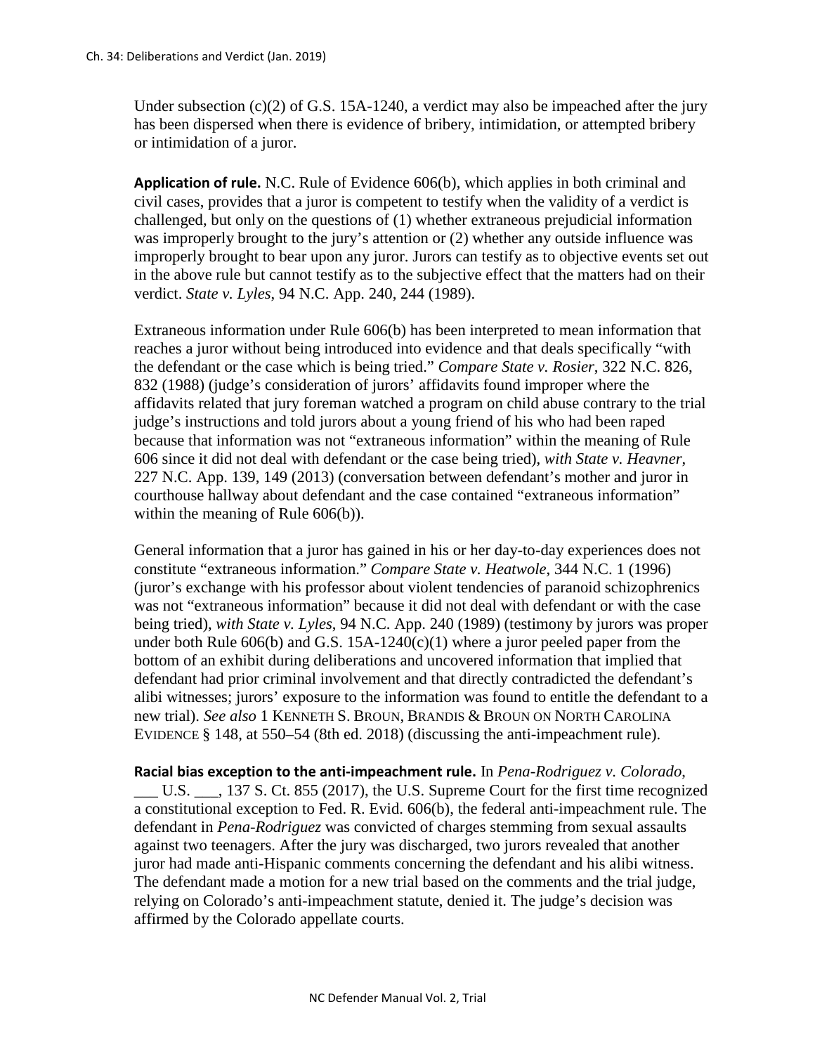Under subsection (c)(2) of G.S. 15A-1240, a verdict may also be impeached after the jury has been dispersed when there is evidence of bribery, intimidation, or attempted bribery or intimidation of a juror.

**Application of rule.** N.C. Rule of Evidence 606(b), which applies in both criminal and civil cases, provides that a juror is competent to testify when the validity of a verdict is challenged, but only on the questions of (1) whether extraneous prejudicial information was improperly brought to the jury's attention or (2) whether any outside influence was improperly brought to bear upon any juror. Jurors can testify as to objective events set out in the above rule but cannot testify as to the subjective effect that the matters had on their verdict. *State v. Lyles*, 94 N.C. App. 240, 244 (1989).

Extraneous information under Rule 606(b) has been interpreted to mean information that reaches a juror without being introduced into evidence and that deals specifically "with the defendant or the case which is being tried." *Compare State v. Rosier*, 322 N.C. 826, 832 (1988) (judge's consideration of jurors' affidavits found improper where the affidavits related that jury foreman watched a program on child abuse contrary to the trial judge's instructions and told jurors about a young friend of his who had been raped because that information was not "extraneous information" within the meaning of Rule 606 since it did not deal with defendant or the case being tried), *with State v. Heavner*, 227 N.C. App. 139, 149 (2013) (conversation between defendant's mother and juror in courthouse hallway about defendant and the case contained "extraneous information" within the meaning of Rule 606(b)).

General information that a juror has gained in his or her day-to-day experiences does not constitute "extraneous information." *Compare State v. Heatwole*, 344 N.C. 1 (1996) (juror's exchange with his professor about violent tendencies of paranoid schizophrenics was not "extraneous information" because it did not deal with defendant or with the case being tried), *with State v. Lyles*, 94 N.C. App. 240 (1989) (testimony by jurors was proper under both Rule 606(b) and G.S. 15A-1240(c)(1) where a juror peeled paper from the bottom of an exhibit during deliberations and uncovered information that implied that defendant had prior criminal involvement and that directly contradicted the defendant's alibi witnesses; jurors' exposure to the information was found to entitle the defendant to a new trial). *See also* 1 KENNETH S. BROUN, BRANDIS & BROUN ON NORTH CAROLINA EVIDENCE § 148, at 550–54 (8th ed. 2018) (discussing the anti-impeachment rule).

**Racial bias exception to the anti-impeachment rule.** In *Pena-Rodriguez v. Colorado*, ___ U.S. ___, 137 S. Ct. 855 (2017), the U.S. Supreme Court for the first time recognized a constitutional exception to Fed. R. Evid. 606(b), the federal anti-impeachment rule. The defendant in *Pena-Rodriguez* was convicted of charges stemming from sexual assaults against two teenagers. After the jury was discharged, two jurors revealed that another juror had made anti-Hispanic comments concerning the defendant and his alibi witness. The defendant made a motion for a new trial based on the comments and the trial judge, relying on Colorado's anti-impeachment statute, denied it. The judge's decision was affirmed by the Colorado appellate courts.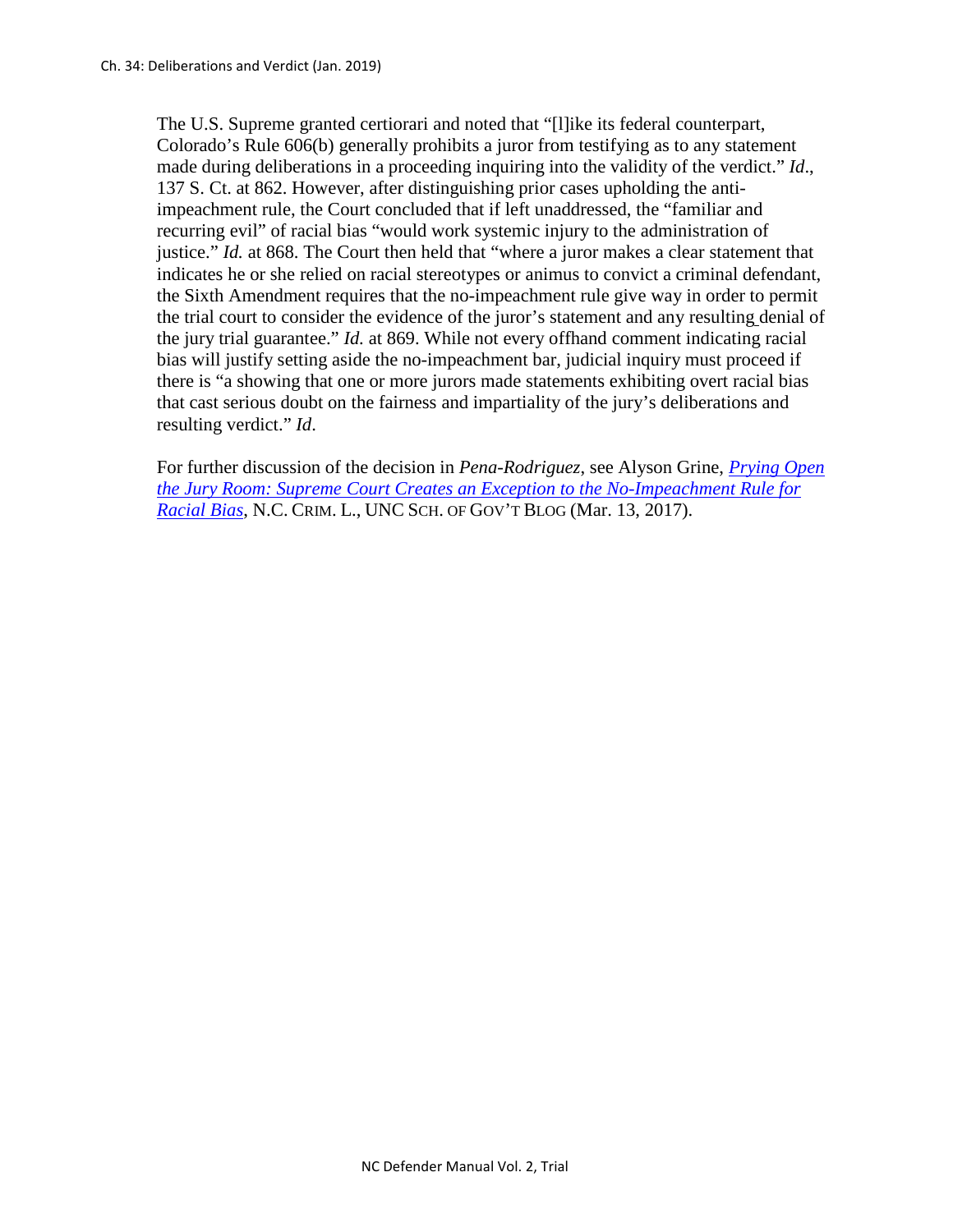The U.S. Supreme granted certiorari and noted that "[l]ike its federal counterpart, Colorado's Rule 606(b) generally prohibits a juror from testifying as to any statement made during deliberations in a proceeding inquiring into the validity of the verdict." *Id*., 137 S. Ct. at 862. However, after distinguishing prior cases upholding the anti-impeachment rule, the Court concluded that if left unaddressed, the "familiar and recurring evil" of racial bias "would work systemic injury to the administration of justice." *Id.* at 868. The Court then held that "where a juror makes a clear statement that indicates he or she relied on racial stereotypes or animus to convict a criminal defendant, the Sixth Amendment requires that the no-impeachment rule give way in order to permit the trial court to consider the evidence of the juror's statement and any resulting denial of the jury trial guarantee." *Id.* at 869. While not every offhand comment indicating racial bias will justify setting aside the no-impeachment bar, judicial inquiry must proceed if there is "a showing that one or more jurors made statements exhibiting overt racial bias that cast serious doubt on the fairness and impartiality of the jury's deliberations and resulting verdict." *Id*.

For further discussion of the decision in *Pena-Rodriguez*, see Alyson Grine, *Prying Open the Jury Room: Supreme Court Creates an Exception to the No-Impeachment Rule for Racial Bias*, N.C. CRIM. L., UNC SCH. OF GOV'T BLOG (Mar. 13, 2017).